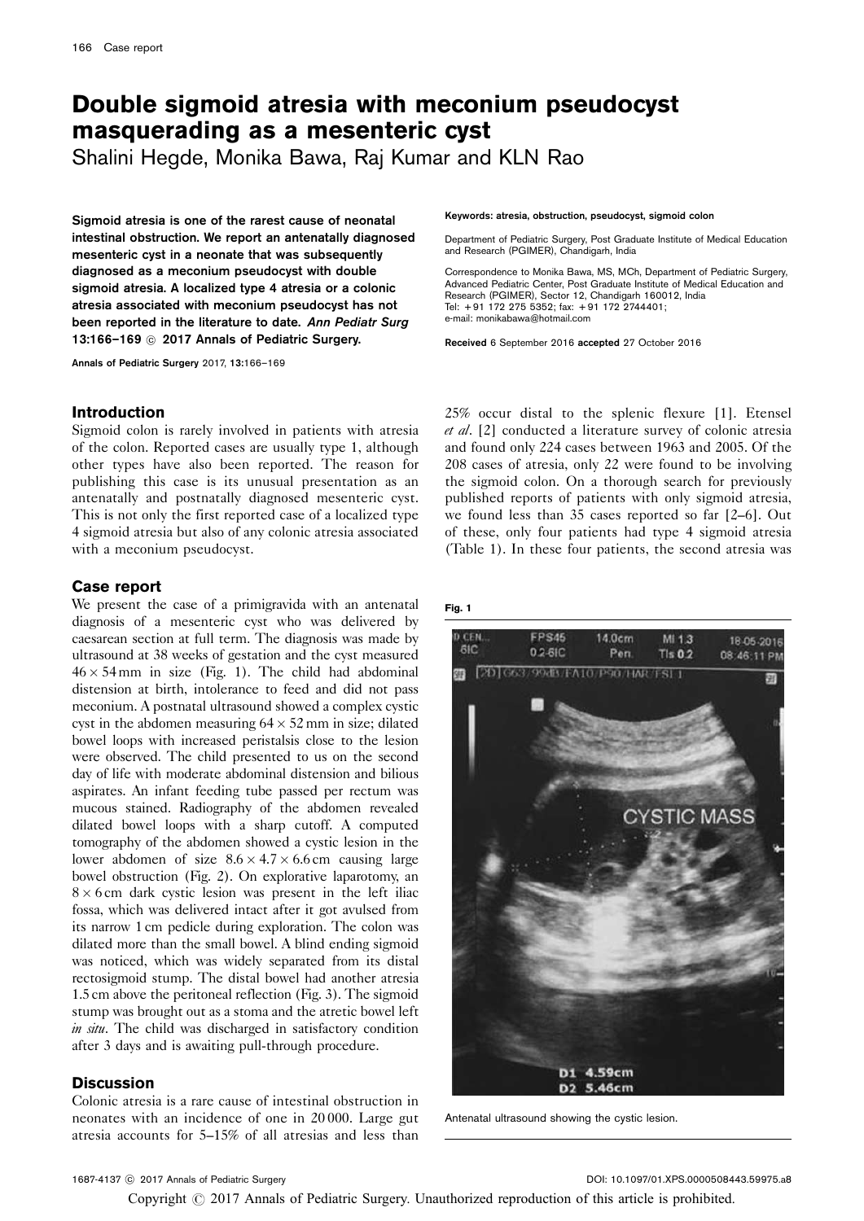# Double sigmoid atresia with meconium pseudocyst masquerading as a mesenteric cyst

Shalini Hegde, Monika Bawa, Raj Kumar and KLN Rao

**Sigmoid atresia is one of the rarest cause of neonatal intestinal obstruction. We report an antenatally diagnosed mesenteric cyst in a neonate that was subsequently diagnosed as a meconium pseudocyst with double sigmoid atresia. A localized type 4 atresia or a colonic atresia associated with meconium pseudocyst has not been reported in the literature to date. *Ann Pediatr Surg* 13:166–169 © 2017 Annals of Pediatric Surgery.**

Annals of Pediatric Surgery 2017, **13**:166–169

**Keywords:** atresia, obstruction, pseudocyst, sigmoid colon

Department of Pediatric Surgery, Post Graduate Institute of Medical Education and Research (PGIMER), Chandigarh, India

Correspondence to Monika Bawa, MS, MCh, Department of Pediatric Surgery, Advanced Pediatric Center, Post Graduate Institute of Medical Education and Research (PGIMER), Sector 12, Chandigarh 160012, India
Tel: +91 172 275 5352; fax: +91 172 2744401;
e-mail: monikabawa@hotmail.com

**Received** 6 September 2016 **accepted** 27 October 2016

## Introduction

Sigmoid colon is rarely involved in patients with atresia of the colon. Reported cases are usually type 1, although other types have also been reported. The reason for publishing this case is its unusual presentation as an antenatally and postnatally diagnosed mesenteric cyst. This is not only the first reported case of a localized type 4 sigmoid atresia but also of any colonic atresia associated with a meconium pseudocyst.

## Case report

We present the case of a primigravida with an antenatal diagnosis of a mesenteric cyst who was delivered by caesarean section at full term. The diagnosis was made by ultrasound at 38 weeks of gestation and the cyst measured $46 \times 54$ mm in size (Fig. 1). The child had abdominal distension at birth, intolerance to feed and did not pass meconium. A postnatal ultrasound showed a complex cystic cyst in the abdomen measuring $64 \times 52$ mm in size; dilated bowel loops with increased peristalsis close to the lesion were observed. The child presented to us on the second day of life with moderate abdominal distension and bilious aspirates. An infant feeding tube passed per rectum was mucous stained. Radiography of the abdomen revealed dilated bowel loops with a sharp cutoff. A computed tomography of the abdomen showed a cystic lesion in the lower abdomen of size $8.6 \times 4.7 \times 6.6$ cm causing large bowel obstruction (Fig. 2). On explorative laparotomy, an $8 \times 6$ cm dark cystic lesion was present in the left iliac fossa, which was delivered intact after it got avulsed from its narrow 1 cm pedicle during exploration. The colon was dilated more than the small bowel. A blind ending sigmoid was noticed, which was widely separated from its distal rectosigmoid stump. The distal bowel had another atresia 1.5 cm above the peritoneal reflection (Fig. 3). The sigmoid stump was brought out as a stoma and the atretic bowel left *in situ*. The child was discharged in satisfactory condition after 3 days and is awaiting pull-through procedure.

## Discussion

Colonic atresia is a rare cause of intestinal obstruction in neonates with an incidence of one in 20 000. Large gut atresia accounts for 5–15% of all atresias and less than 25% occur distal to the splenic flexure [1]. Etensel *et al*. [2] conducted a literature survey of colonic atresia and found only 224 cases between 1963 and 2005. Of the 208 cases of atresia, only 22 were found to be involving the sigmoid colon. On a thorough search for previously published reports of patients with only sigmoid atresia, we found less than 35 cases reported so far [2–6]. Out of these, only four patients had type 4 sigmoid atresia (Table 1). In these four patients, the second atresia was

**Fig. 1**

Antenatal ultrasound showing the cystic lesion.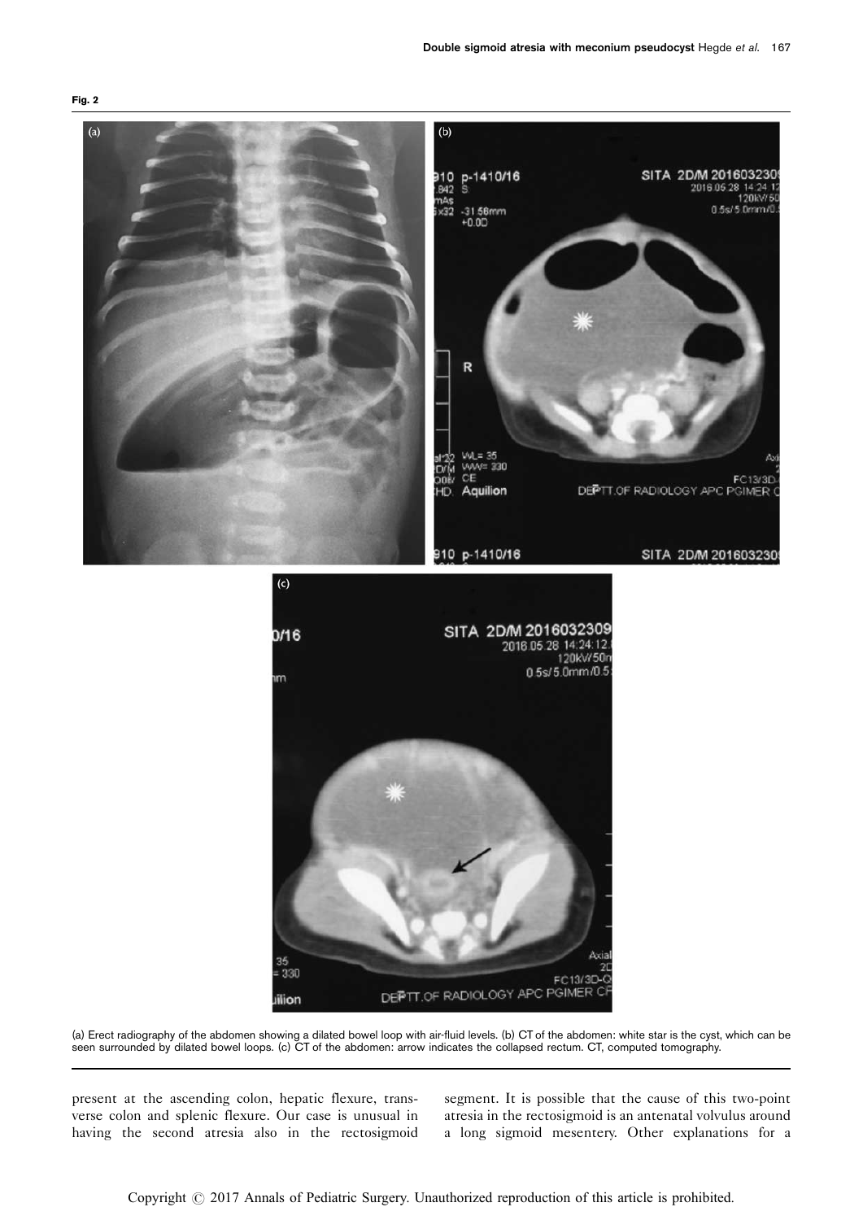**Fig. 2**

(a) Erect radiography of the abdomen showing a dilated bowel loop with air-fluid levels. (b) CT of the abdomen: white star is the cyst, which can be seen surrounded by dilated bowel loops. (c) CT of the abdomen: arrow indicates the collapsed rectum. CT, computed tomography.

present at the ascending colon, hepatic flexure, transverse colon and splenic flexure. Our case is unusual in having the second atresia also in the rectosigmoid segment. It is possible that the cause of this two-point atresia in the rectosigmoid is an antenatal volvulus around a long sigmoid mesentery. Other explanations for a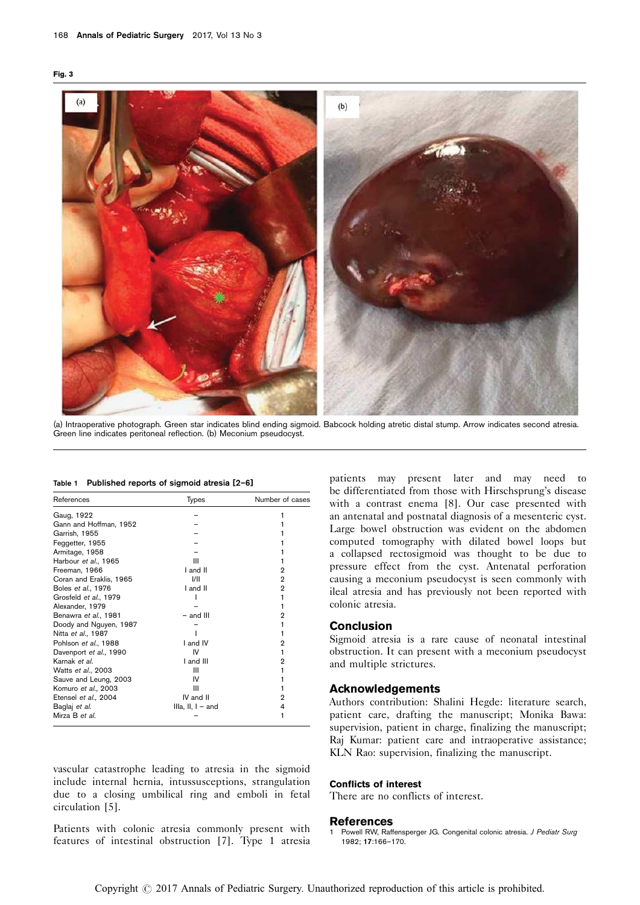**Fig. 3**

(a) Intraoperative photograph. Green star indicates blind ending sigmoid. Babcock holding atretic distal stump. Arrow indicates second atresia. Green line indicates peritoneal reflection. (b) Meconium pseudocyst.

**Table 1 Published reports of sigmoid atresia [2–6]**

| References | Types | Number of cases |
|---|---|---|
| Gaug, 1922 | – | 1 |
| Gann and Hoffman, 1952 | – | 1 |
| Garrish, 1955 | – | 1 |
| Feggetter, 1955 | – | 1 |
| Armitage, 1958 | – | 1 |
| Harbour *et al.*, 1965 | III | 1 |
| Freeman, 1966 | I and II | 2 |
| Coran and Eraklis, 1965 | I/II | 2 |
| Boles *et al.*, 1976 | I and II | 2 |
| Grosfeld *et al.*, 1979 | I | 1 |
| Alexander, 1979 | – | 1 |
| Benawra *et al.*, 1981 | – and III | 2 |
| Doody and Nguyen, 1987 | – | 1 |
| Nitta *et al.*, 1987 | I | 1 |
| Pohlson *et al.*, 1988 | I and IV | 2 |
| Davenport *et al.*, 1990 | IV | 1 |
| Karnak *et al.* | I and III | 2 |
| Watts *et al.*, 2003 | III | 1 |
| Sauve and Leung, 2003 | IV | 1 |
| Komuro *et al.*, 2003 | III | 1 |
| Etensel *et al.*, 2004 | IV and II | 2 |
| Baglaj *et al.* | IIIa, II, I – and | 4 |
| Mirza B *et al.* | – | 1 |

vascular catastrophe leading to atresia in the sigmoid include internal hernia, intussusceptions, strangulation due to a closing umbilical ring and emboli in fetal circulation [5].

Patients with colonic atresia commonly present with features of intestinal obstruction [7]. Type 1 atresia patients may present later and may need to be differentiated from those with Hirschsprung's disease with a contrast enema [8]. Our case presented with an antenatal and postnatal diagnosis of a mesenteric cyst. Large bowel obstruction was evident on the abdomen computed tomography with dilated bowel loops but a collapsed rectosigmoid was thought to be due to pressure effect from the cyst. Antenatal perforation causing a meconium pseudocyst is seen commonly with ileal atresia and has previously not been reported with colonic atresia.

## Conclusion

Sigmoid atresia is a rare cause of neonatal intestinal obstruction. It can present with a meconium pseudocyst and multiple strictures.

## Acknowledgements

Authors contribution: Shalini Hegde: literature search, patient care, drafting the manuscript; Monika Bawa: supervision, patient in charge, finalizing the manuscript; Raj Kumar: patient care and intraoperative assistance; KLN Rao: supervision, finalizing the manuscript.

### Conflicts of interest

There are no conflicts of interest.

## References

1 Powell RW, Raffensperger JG. Congenital colonic atresia. *J Pediatr Surg* 1982; **17**:166–170.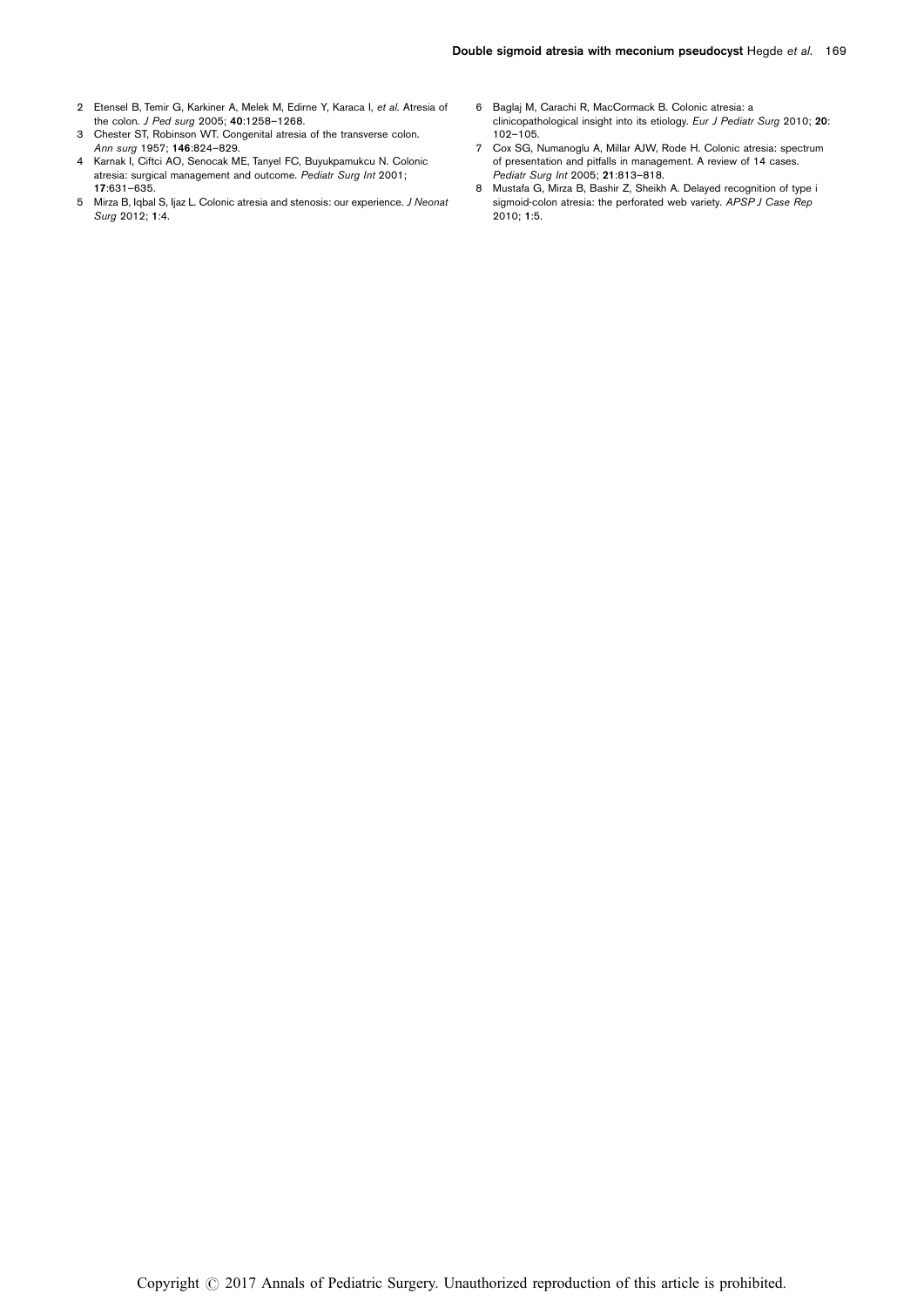2 Etensel B, Temir G, Karkiner A, Melek M, Edirne Y, Karaca I, *et al*. Atresia of the colon. *J Ped surg* 2005; **40**:1258–1268.
3 Chester ST, Robinson WT. Congenital atresia of the transverse colon. *Ann surg* 1957; **146**:824–829.
4 Karnak I, Ciftci AO, Senocak ME, Tanyel FC, Buyukpamukcu N. Colonic atresia: surgical management and outcome. *Pediatr Surg Int* 2001; **17**:631–635.
5 Mirza B, Iqbal S, Ijaz L. Colonic atresia and stenosis: our experience. *J Neonat Surg* 2012; **1**:4.
6 Baglaj M, Carachi R, MacCormack B. Colonic atresia: a clinicopathological insight into its etiology. *Eur J Pediatr Surg* 2010; **20**: 102–105.
7 Cox SG, Numanoglu A, Millar AJW, Rode H. Colonic atresia: spectrum of presentation and pitfalls in management. A review of 14 cases. *Pediatr Surg Int* 2005; **21**:813–818.
8 Mustafa G, Mirza B, Bashir Z, Sheikh A. Delayed recognition of type i sigmoid-colon atresia: the perforated web variety. *APSP J Case Rep* 2010; **1**:5.

Copyright © 2017 Annals of Pediatric Surgery. Unauthorized reproduction of this article is prohibited.